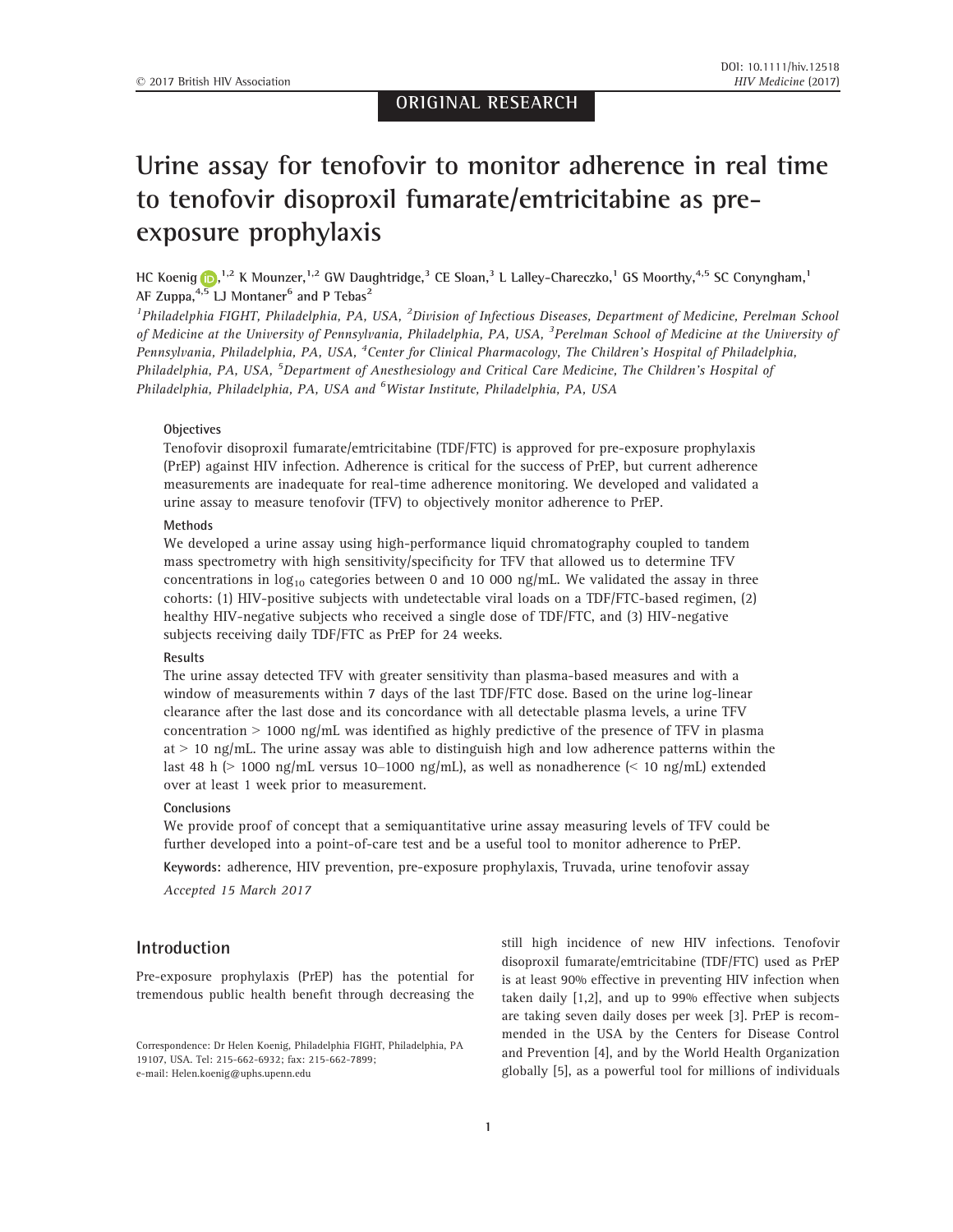ORIGINAL RESEARCH

# Urine assay for tenofovir to monitor adherence in real time to tenofovir disoproxil fumarate/emtricitabine as pre-exposure prophylaxis

HC Koenig,[1,2] K Mounzer,[1,2] GW Daughtridge,[3] CE Sloan,[3] L Lalley-Chareczko,[1] GS Moorthy,[4,5] SC Conyngham,[1] AF Zuppa,[4,5] LJ Montaner[6] and P Tebas[2]

[1]*Philadelphia FIGHT, Philadelphia, PA, USA,* [2]*Division of Infectious Diseases, Department of Medicine, Perelman School of Medicine at the University of Pennsylvania, Philadelphia, PA, USA,* [3]*Perelman School of Medicine at the University of Pennsylvania, Philadelphia, PA, USA,* [4]*Center for Clinical Pharmacology, The Children's Hospital of Philadelphia, Philadelphia, PA, USA,* [5]*Department of Anesthesiology and Critical Care Medicine, The Children's Hospital of Philadelphia, Philadelphia, PA, USA and* [6]*Wistar Institute, Philadelphia, PA, USA*

### Objectives

Tenofovir disoproxil fumarate/emtricitabine (TDF/FTC) is approved for pre-exposure prophylaxis (PrEP) against HIV infection. Adherence is critical for the success of PrEP, but current adherence measurements are inadequate for real-time adherence monitoring. We developed and validated a urine assay to measure tenofovir (TFV) to objectively monitor adherence to PrEP.

### Methods

We developed a urine assay using high-performance liquid chromatography coupled to tandem mass spectrometry with high sensitivity/specificity for TFV that allowed us to determine TFV concentrations in $\log_{10}$ categories between 0 and 10 000 ng/mL. We validated the assay in three cohorts: (1) HIV-positive subjects with undetectable viral loads on a TDF/FTC-based regimen, (2) healthy HIV-negative subjects who received a single dose of TDF/FTC, and (3) HIV-negative subjects receiving daily TDF/FTC as PrEP for 24 weeks.

### Results

The urine assay detected TFV with greater sensitivity than plasma-based measures and with a window of measurements within 7 days of the last TDF/FTC dose. Based on the urine log-linear clearance after the last dose and its concordance with all detectable plasma levels, a urine TFV concentration > 1000 ng/mL was identified as highly predictive of the presence of TFV in plasma at > 10 ng/mL. The urine assay was able to distinguish high and low adherence patterns within the last 48 h (> 1000 ng/mL versus 10–1000 ng/mL), as well as nonadherence (< 10 ng/mL) extended over at least 1 week prior to measurement.

### Conclusions

We provide proof of concept that a semiquantitative urine assay measuring levels of TFV could be further developed into a point-of-care test and be a useful tool to monitor adherence to PrEP.

**Keywords:** adherence, HIV prevention, pre-exposure prophylaxis, Truvada, urine tenofovir assay

*Accepted 15 March 2017*

## Introduction

Pre-exposure prophylaxis (PrEP) has the potential for tremendous public health benefit through decreasing the still high incidence of new HIV infections. Tenofovir disoproxil fumarate/emtricitabine (TDF/FTC) used as PrEP is at least 90% effective in preventing HIV infection when taken daily [1,2], and up to 99% effective when subjects are taking seven daily doses per week [3]. PrEP is recommended in the USA by the Centers for Disease Control and Prevention [4], and by the World Health Organization globally [5], as a powerful tool for millions of individuals

Correspondence: Dr Helen Koenig, Philadelphia FIGHT, Philadelphia, PA 19107, USA. Tel: 215-662-6932; fax: 215-662-7899; e-mail: Helen.koenig@uphs.upenn.edu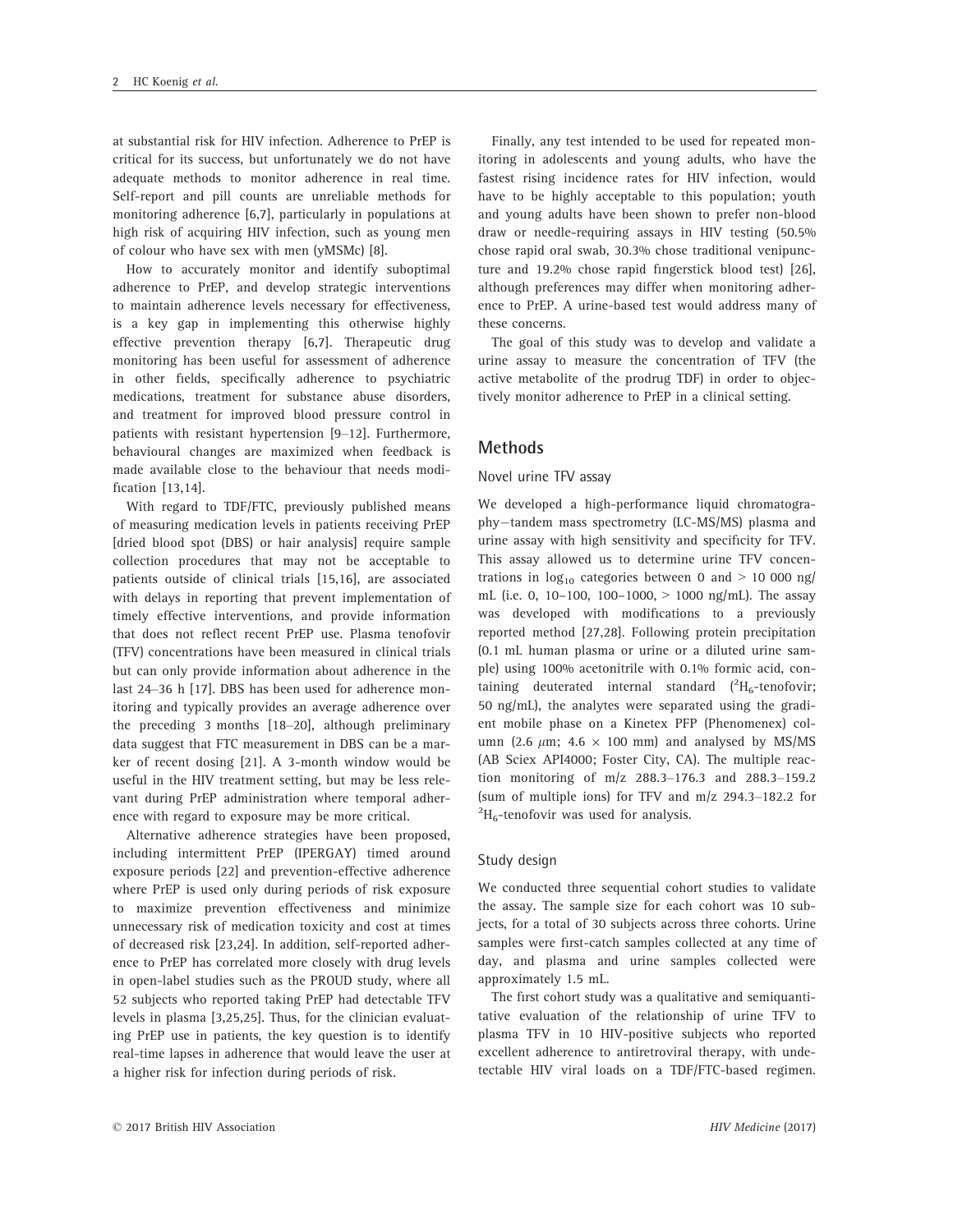at substantial risk for HIV infection. Adherence to PrEP is critical for its success, but unfortunately we do not have adequate methods to monitor adherence in real time. Self-report and pill counts are unreliable methods for monitoring adherence [6,7], particularly in populations at high risk of acquiring HIV infection, such as young men of colour who have sex with men (yMSMc) [8].

How to accurately monitor and identify suboptimal adherence to PrEP, and develop strategic interventions to maintain adherence levels necessary for effectiveness, is a key gap in implementing this otherwise highly effective prevention therapy [6,7]. Therapeutic drug monitoring has been useful for assessment of adherence in other fields, specifically adherence to psychiatric medications, treatment for substance abuse disorders, and treatment for improved blood pressure control in patients with resistant hypertension [9–12]. Furthermore, behavioural changes are maximized when feedback is made available close to the behaviour that needs modification [13,14].

With regard to TDF/FTC, previously published means of measuring medication levels in patients receiving PrEP [dried blood spot (DBS) or hair analysis] require sample collection procedures that may not be acceptable to patients outside of clinical trials [15,16], are associated with delays in reporting that prevent implementation of timely effective interventions, and provide information that does not reflect recent PrEP use. Plasma tenofovir (TFV) concentrations have been measured in clinical trials but can only provide information about adherence in the last 24–36 h [17]. DBS has been used for adherence monitoring and typically provides an average adherence over the preceding 3 months [18–20], although preliminary data suggest that FTC measurement in DBS can be a marker of recent dosing [21]. A 3-month window would be useful in the HIV treatment setting, but may be less relevant during PrEP administration where temporal adherence with regard to exposure may be more critical.

Alternative adherence strategies have been proposed, including intermittent PrEP (IPERGAY) timed around exposure periods [22] and prevention-effective adherence where PrEP is used only during periods of risk exposure to maximize prevention effectiveness and minimize unnecessary risk of medication toxicity and cost at times of decreased risk [23,24]. In addition, self-reported adherence to PrEP has correlated more closely with drug levels in open-label studies such as the PROUD study, where all 52 subjects who reported taking PrEP had detectable TFV levels in plasma [3,25,25]. Thus, for the clinician evaluating PrEP use in patients, the key question is to identify real-time lapses in adherence that would leave the user at a higher risk for infection during periods of risk.

Finally, any test intended to be used for repeated monitoring in adolescents and young adults, who have the fastest rising incidence rates for HIV infection, would have to be highly acceptable to this population; youth and young adults have been shown to prefer non-blood draw or needle-requiring assays in HIV testing (50.5% chose rapid oral swab, 30.3% chose traditional venipuncture and 19.2% chose rapid fingerstick blood test) [26], although preferences may differ when monitoring adherence to PrEP. A urine-based test would address many of these concerns.

The goal of this study was to develop and validate a urine assay to measure the concentration of TFV (the active metabolite of the prodrug TDF) in order to objectively monitor adherence to PrEP in a clinical setting.

## Methods

### Novel urine TFV assay

We developed a high-performance liquid chromatography–tandem mass spectrometry (LC-MS/MS) plasma and urine assay with high sensitivity and specificity for TFV. This assay allowed us to determine urine TFV concentrations in $\log_{10}$ categories between 0 and > 10 000 ng/mL (i.e. 0, 10–100, 100–1000, > 1000 ng/mL). The assay was developed with modifications to a previously reported method [27,28]. Following protein precipitation (0.1 mL human plasma or urine or a diluted urine sample) using 100% acetonitrile with 0.1% formic acid, containing deuterated internal standard ($^2H_6$-tenofovir; 50 ng/mL), the analytes were separated using the gradient mobile phase on a Kinetex PFP (Phenomenex) column (2.6 $\mu$m; 4.6 × 100 mm) and analysed by MS/MS (AB Sciex API4000; Foster City, CA). The multiple reaction monitoring of m/z 288.3–176.3 and 288.3–159.2 (sum of multiple ions) for TFV and m/z 294.3–182.2 for $^2H_6$-tenofovir was used for analysis.

### Study design

We conducted three sequential cohort studies to validate the assay. The sample size for each cohort was 10 subjects, for a total of 30 subjects across three cohorts. Urine samples were first-catch samples collected at any time of day, and plasma and urine samples collected were approximately 1.5 mL.

The first cohort study was a qualitative and semiquantitative evaluation of the relationship of urine TFV to plasma TFV in 10 HIV-positive subjects who reported excellent adherence to antiretroviral therapy, with undetectable HIV viral loads on a TDF/FTC-based regimen.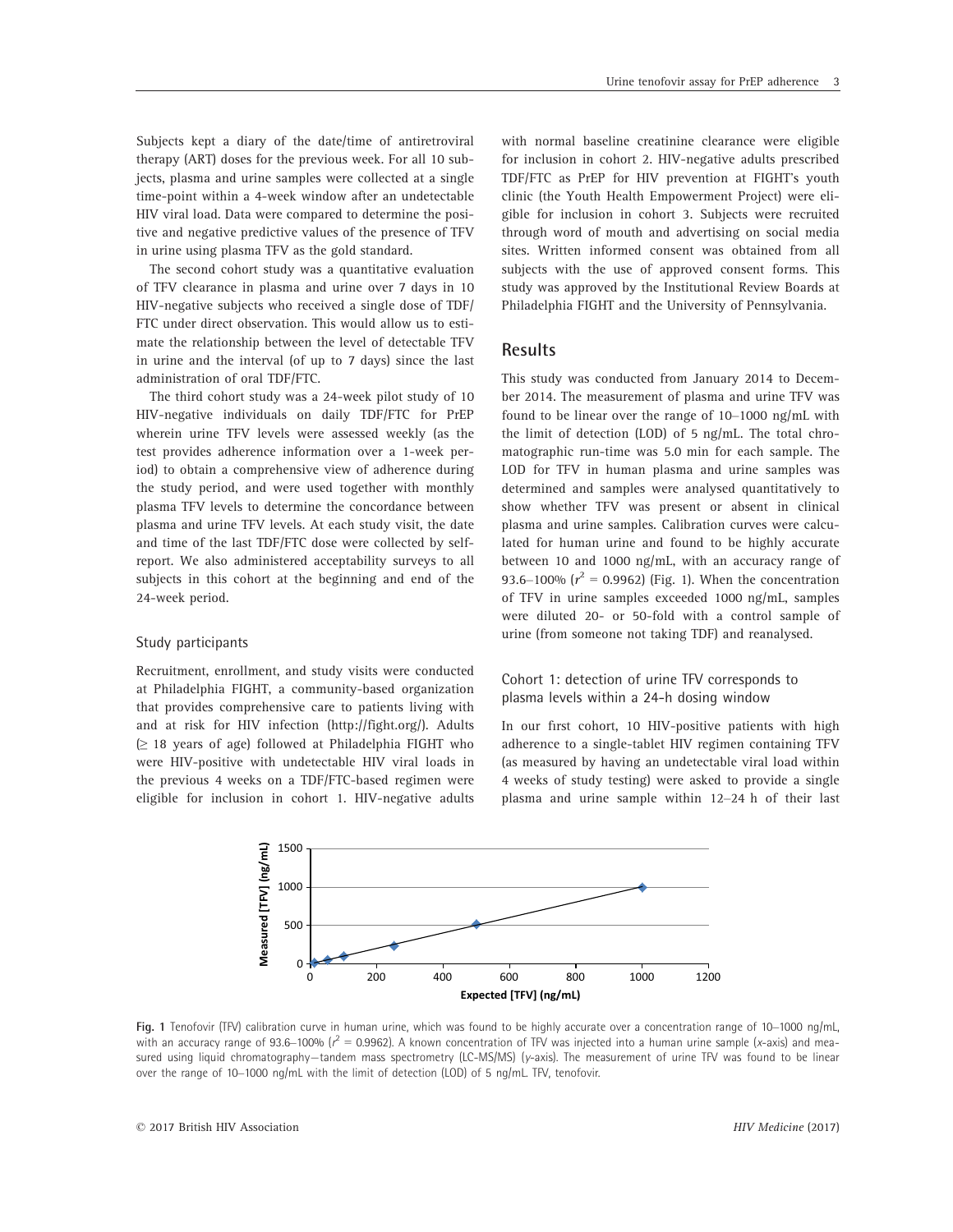Subjects kept a diary of the date/time of antiretroviral therapy (ART) doses for the previous week. For all 10 subjects, plasma and urine samples were collected at a single time-point within a 4-week window after an undetectable HIV viral load. Data were compared to determine the positive and negative predictive values of the presence of TFV in urine using plasma TFV as the gold standard.

The second cohort study was a quantitative evaluation of TFV clearance in plasma and urine over 7 days in 10 HIV-negative subjects who received a single dose of TDF/FTC under direct observation. This would allow us to estimate the relationship between the level of detectable TFV in urine and the interval (of up to 7 days) since the last administration of oral TDF/FTC.

The third cohort study was a 24-week pilot study of 10 HIV-negative individuals on daily TDF/FTC for PrEP wherein urine TFV levels were assessed weekly (as the test provides adherence information over a 1-week period) to obtain a comprehensive view of adherence during the study period, and were used together with monthly plasma TFV levels to determine the concordance between plasma and urine TFV levels. At each study visit, the date and time of the last TDF/FTC dose were collected by self-report. We also administered acceptability surveys to all subjects in this cohort at the beginning and end of the 24-week period.

### Study participants

Recruitment, enrollment, and study visits were conducted at Philadelphia FIGHT, a community-based organization that provides comprehensive care to patients living with and at risk for HIV infection (http://fight.org/). Adults (≥ 18 years of age) followed at Philadelphia FIGHT who were HIV-positive with undetectable HIV viral loads in the previous 4 weeks on a TDF/FTC-based regimen were eligible for inclusion in cohort 1. HIV-negative adults with normal baseline creatinine clearance were eligible for inclusion in cohort 2. HIV-negative adults prescribed TDF/FTC as PrEP for HIV prevention at FIGHT's youth clinic (the Youth Health Empowerment Project) were eligible for inclusion in cohort 3. Subjects were recruited through word of mouth and advertising on social media sites. Written informed consent was obtained from all subjects with the use of approved consent forms. This study was approved by the Institutional Review Boards at Philadelphia FIGHT and the University of Pennsylvania.

## Results

This study was conducted from January 2014 to December 2014. The measurement of plasma and urine TFV was found to be linear over the range of 10–1000 ng/mL with the limit of detection (LOD) of 5 ng/mL. The total chromatographic run-time was 5.0 min for each sample. The LOD for TFV in human plasma and urine samples was determined and samples were analysed quantitatively to show whether TFV was present or absent in clinical plasma and urine samples. Calibration curves were calculated for human urine and found to be highly accurate between 10 and 1000 ng/mL, with an accuracy range of 93.6–100% ($r^2 = 0.9962$) (Fig. 1). When the concentration of TFV in urine samples exceeded 1000 ng/mL, samples were diluted 20- or 50-fold with a control sample of urine (from someone not taking TDF) and reanalysed.

### Cohort 1: detection of urine TFV corresponds to plasma levels within a 24-h dosing window

In our first cohort, 10 HIV-positive patients with high adherence to a single-tablet HIV regimen containing TFV (as measured by having an undetectable viral load within 4 weeks of study testing) were asked to provide a single plasma and urine sample within 12–24 h of their last

**Fig. 1** Tenofovir (TFV) calibration curve in human urine, which was found to be highly accurate over a concentration range of 10–1000 ng/mL, with an accuracy range of 93.6–100% ($r^2 = 0.9962$). A known concentration of TFV was injected into a human urine sample (*x*-axis) and measured using liquid chromatography–tandem mass spectrometry (LC-MS/MS) (*y*-axis). The measurement of urine TFV was found to be linear over the range of 10–1000 ng/mL with the limit of detection (LOD) of 5 ng/mL. TFV, tenofovir.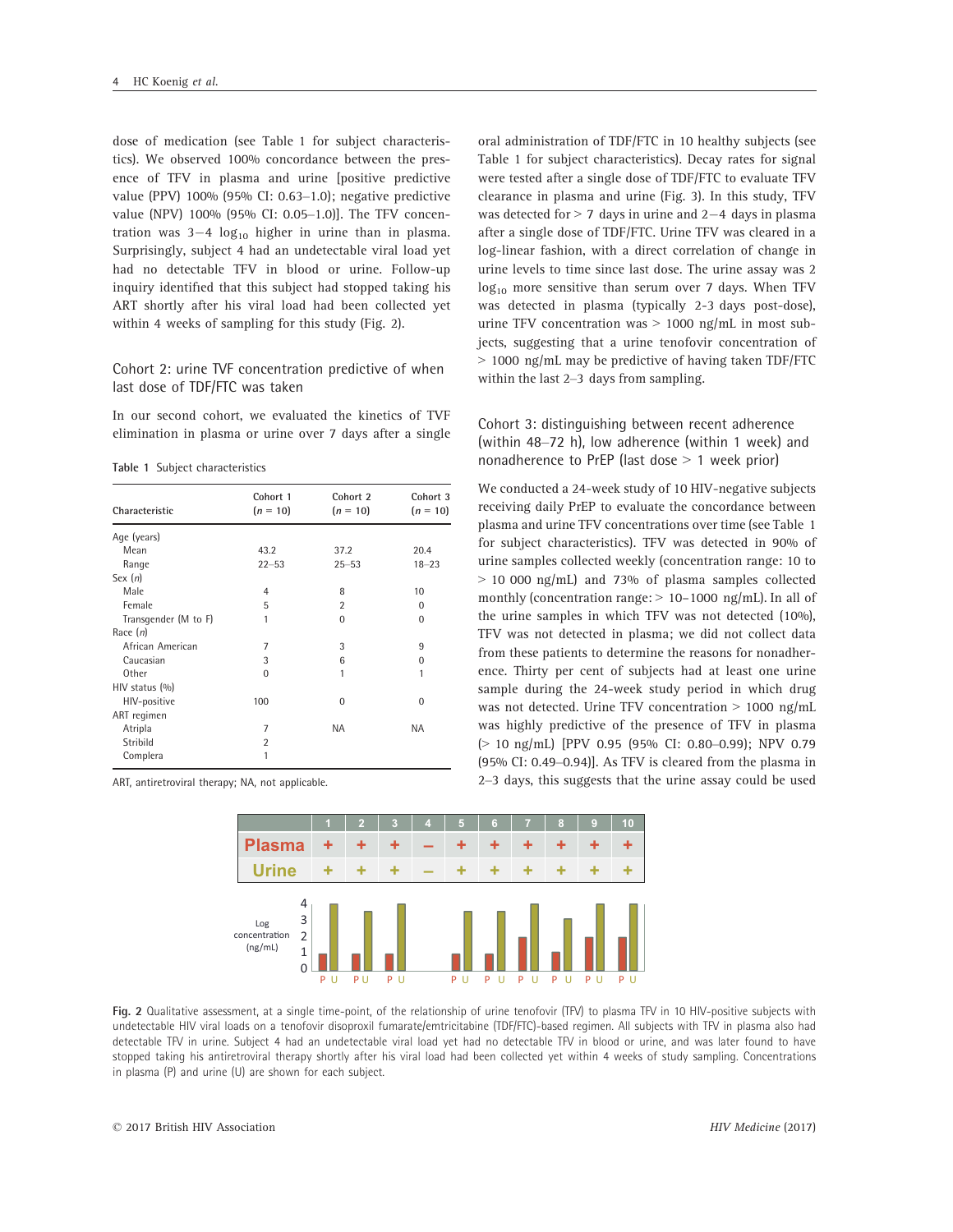dose of medication (see Table 1 for subject characteristics). We observed 100% concordance between the presence of TFV in plasma and urine [positive predictive value (PPV) 100% (95% CI: 0.63–1.0); negative predictive value (NPV) 100% (95% CI: 0.05–1.0)]. The TFV concentration was 3−4 $\log_{10}$ higher in urine than in plasma. Surprisingly, subject 4 had an undetectable viral load yet had no detectable TFV in blood or urine. Follow-up inquiry identified that this subject had stopped taking his ART shortly after his viral load had been collected yet within 4 weeks of sampling for this study (Fig. 2).

### Cohort 2: urine TVF concentration predictive of when last dose of TDF/FTC was taken

In our second cohort, we evaluated the kinetics of TVF elimination in plasma or urine over 7 days after a single oral administration of TDF/FTC in 10 healthy subjects (see Table 1 for subject characteristics). Decay rates for signal were tested after a single dose of TDF/FTC to evaluate TFV clearance in plasma and urine (Fig. 3). In this study, TFV was detected for > 7 days in urine and 2−4 days in plasma after a single dose of TDF/FTC. Urine TFV was cleared in a log-linear fashion, with a direct correlation of change in urine levels to time since last dose. The urine assay was 2 $\log_{10}$ more sensitive than serum over 7 days. When TFV was detected in plasma (typically 2-3 days post-dose), urine TFV concentration was > 1000 ng/mL in most subjects, suggesting that a urine tenofovir concentration of > 1000 ng/mL may be predictive of having taken TDF/FTC within the last 2–3 days from sampling.

Table 1 Subject characteristics

| Characteristic | Cohort 1 ($n$ = 10) | Cohort 2 ($n$ = 10) | Cohort 3 ($n$ = 10) |
|---|---|---|---|
| Age (years) | | | |
| Mean | 43.2 | 37.2 | 20.4 |
| Range | 22–53 | 25–53 | 18–23 |
| Sex ($n$) | | | |
| Male | 4 | 8 | 10 |
| Female | 5 | 2 | 0 |
| Transgender (M to F) | 1 | 0 | 0 |
| Race ($n$) | | | |
| African American | 7 | 3 | 9 |
| Caucasian | 3 | 6 | 0 |
| Other | 0 | 1 | 1 |
| HIV status (%) | | | |
| HIV-positive | 100 | 0 | 0 |
| ART regimen | | | |
| Atripla | 7 | NA | NA |
| Stribild | 2 | | |
| Complera | 1 | | |

ART, antiretroviral therapy; NA, not applicable.

### Cohort 3: distinguishing between recent adherence (within 48–72 h), low adherence (within 1 week) and nonadherence to PrEP (last dose > 1 week prior)

We conducted a 24-week study of 10 HIV-negative subjects receiving daily PrEP to evaluate the concordance between plasma and urine TFV concentrations over time (see Table 1 for subject characteristics). TFV was detected in 90% of urine samples collected weekly (concentration range: 10 to > 10 000 ng/mL) and 73% of plasma samples collected monthly (concentration range: > 10–1000 ng/mL). In all of the urine samples in which TFV was not detected (10%), TFV was not detected in plasma; we did not collect data from these patients to determine the reasons for nonadherence. Thirty per cent of subjects had at least one urine sample during the 24-week study period in which drug was not detected. Urine TFV concentration > 1000 ng/mL was highly predictive of the presence of TFV in plasma (> 10 ng/mL) [PPV 0.95 (95% CI: 0.80–0.99); NPV 0.79 (95% CI: 0.49–0.94)]. As TFV is cleared from the plasma in 2–3 days, this suggests that the urine assay could be used

| | 1 | 2 | 3 | 4 | 5 | 6 | 7 | 8 | 9 | 10 |
|---|---|---|---|---|---|---|---|---|---|---|
| Plasma | + | + | + | – | + | + | + | + | + | + |
| Urine | + | + | + | – | + | + | + | + | + | + |

**Fig. 2** Qualitative assessment, at a single time-point, of the relationship of urine tenofovir (TFV) to plasma TFV in 10 HIV-positive subjects with undetectable HIV viral loads on a tenofovir disoproxil fumarate/emtricitabine (TDF/FTC)-based regimen. All subjects with TFV in plasma also had detectable TFV in urine. Subject 4 had an undetectable viral load yet had no detectable TFV in blood or urine, and was later found to have stopped taking his antiretroviral therapy shortly after his viral load had been collected yet within 4 weeks of study sampling. Concentrations in plasma (P) and urine (U) are shown for each subject.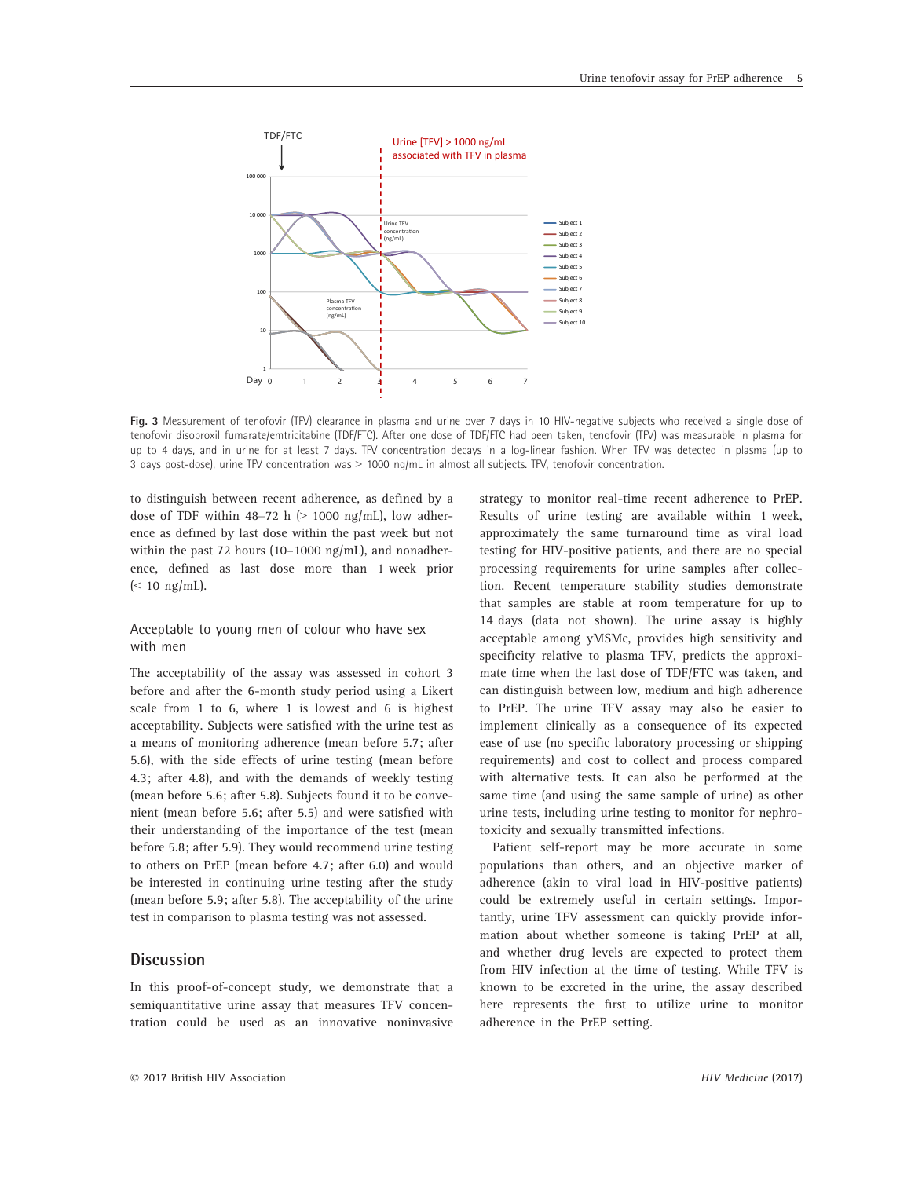Fig. 3 Measurement of tenofovir (TFV) clearance in plasma and urine over 7 days in 10 HIV-negative subjects who received a single dose of tenofovir disoproxil fumarate/emtricitabine (TDF/FTC). After one dose of TDF/FTC had been taken, tenofovir (TFV) was measurable in plasma for up to 4 days, and in urine for at least 7 days. TFV concentration decays in a log-linear fashion. When TFV was detected in plasma (up to 3 days post-dose), urine TFV concentration was > 1000 ng/mL in almost all subjects. TFV, tenofovir concentration.

to distinguish between recent adherence, as defined by a dose of TDF within 48–72 h (> 1000 ng/mL), low adherence as defined by last dose within the past week but not within the past 72 hours (10–1000 ng/mL), and nonadherence, defined as last dose more than 1 week prior (< 10 ng/mL).

### Acceptable to young men of colour who have sex with men

The acceptability of the assay was assessed in cohort 3 before and after the 6-month study period using a Likert scale from 1 to 6, where 1 is lowest and 6 is highest acceptability. Subjects were satisfied with the urine test as a means of monitoring adherence (mean before 5.7; after 5.6), with the side effects of urine testing (mean before 4.3; after 4.8), and with the demands of weekly testing (mean before 5.6; after 5.8). Subjects found it to be convenient (mean before 5.6; after 5.5) and were satisfied with their understanding of the importance of the test (mean before 5.8; after 5.9). They would recommend urine testing to others on PrEP (mean before 4.7; after 6.0) and would be interested in continuing urine testing after the study (mean before 5.9; after 5.8). The acceptability of the urine test in comparison to plasma testing was not assessed.

## Discussion

In this proof-of-concept study, we demonstrate that a semiquantitative urine assay that measures TFV concentration could be used as an innovative noninvasive strategy to monitor real-time recent adherence to PrEP. Results of urine testing are available within 1 week, approximately the same turnaround time as viral load testing for HIV-positive patients, and there are no special processing requirements for urine samples after collection. Recent temperature stability studies demonstrate that samples are stable at room temperature for up to 14 days (data not shown). The urine assay is highly acceptable among yMSMc, provides high sensitivity and specificity relative to plasma TFV, predicts the approximate time when the last dose of TDF/FTC was taken, and can distinguish between low, medium and high adherence to PrEP. The urine TFV assay may also be easier to implement clinically as a consequence of its expected ease of use (no specific laboratory processing or shipping requirements) and cost to collect and process compared with alternative tests. It can also be performed at the same time (and using the same sample of urine) as other urine tests, including urine testing to monitor for nephrotoxicity and sexually transmitted infections.

Patient self-report may be more accurate in some populations than others, and an objective marker of adherence (akin to viral load in HIV-positive patients) could be extremely useful in certain settings. Importantly, urine TFV assessment can quickly provide information about whether someone is taking PrEP at all, and whether drug levels are expected to protect them from HIV infection at the time of testing. While TFV is known to be excreted in the urine, the assay described here represents the first to utilize urine to monitor adherence in the PrEP setting.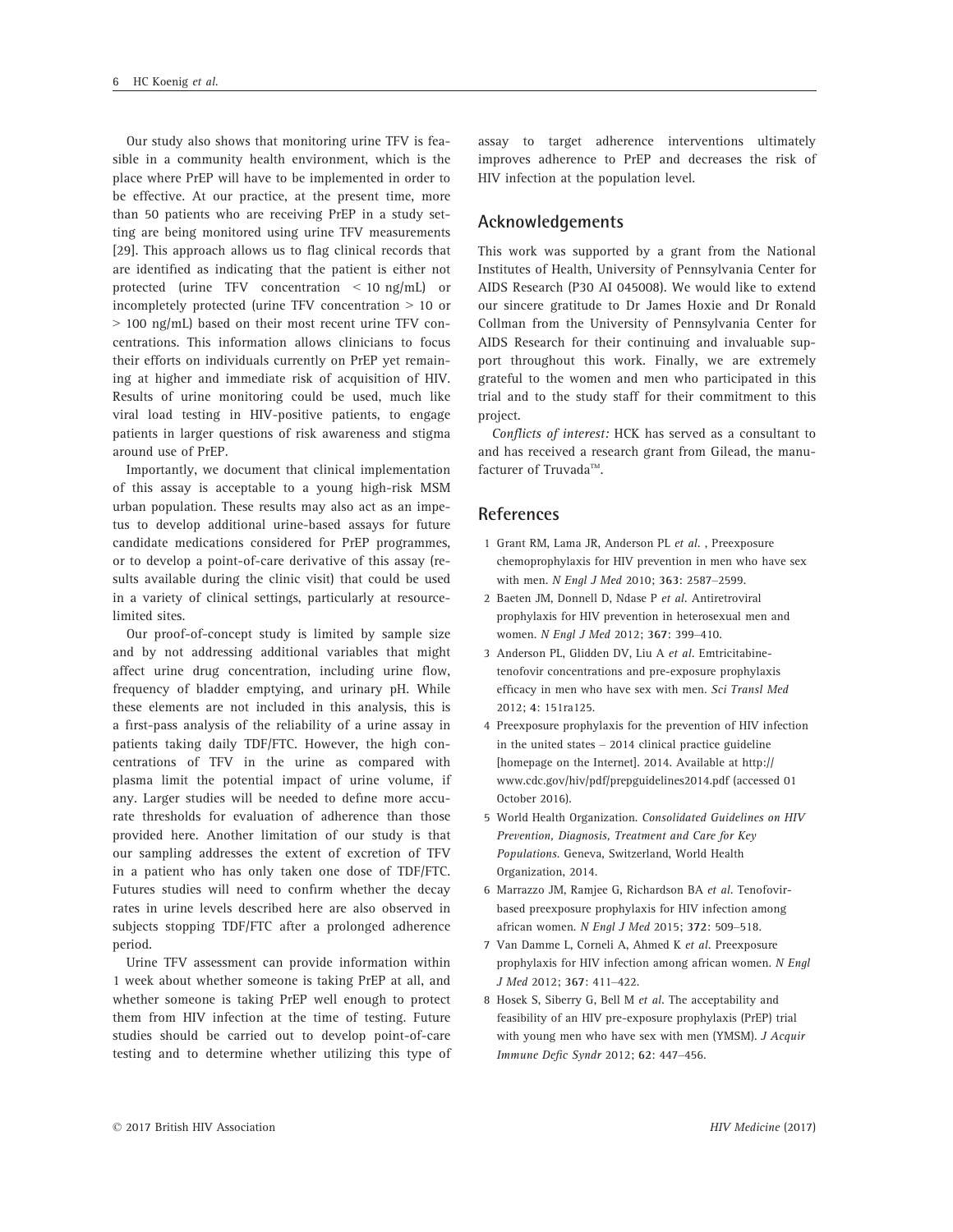Our study also shows that monitoring urine TFV is feasible in a community health environment, which is the place where PrEP will have to be implemented in order to be effective. At our practice, at the present time, more than 50 patients who are receiving PrEP in a study setting are being monitored using urine TFV measurements [29]. This approach allows us to flag clinical records that are identified as indicating that the patient is either not protected (urine TFV concentration < 10 ng/mL) or incompletely protected (urine TFV concentration > 10 or > 100 ng/mL) based on their most recent urine TFV concentrations. This information allows clinicians to focus their efforts on individuals currently on PrEP yet remaining at higher and immediate risk of acquisition of HIV. Results of urine monitoring could be used, much like viral load testing in HIV-positive patients, to engage patients in larger questions of risk awareness and stigma around use of PrEP.

Importantly, we document that clinical implementation of this assay is acceptable to a young high-risk MSM urban population. These results may also act as an impetus to develop additional urine-based assays for future candidate medications considered for PrEP programmes, or to develop a point-of-care derivative of this assay (results available during the clinic visit) that could be used in a variety of clinical settings, particularly at resource-limited sites.

Our proof-of-concept study is limited by sample size and by not addressing additional variables that might affect urine drug concentration, including urine flow, frequency of bladder emptying, and urinary pH. While these elements are not included in this analysis, this is a first-pass analysis of the reliability of a urine assay in patients taking daily TDF/FTC. However, the high concentrations of TFV in the urine as compared with plasma limit the potential impact of urine volume, if any. Larger studies will be needed to define more accurate thresholds for evaluation of adherence than those provided here. Another limitation of our study is that our sampling addresses the extent of excretion of TFV in a patient who has only taken one dose of TDF/FTC. Futures studies will need to confirm whether the decay rates in urine levels described here are also observed in subjects stopping TDF/FTC after a prolonged adherence period.

Urine TFV assessment can provide information within 1 week about whether someone is taking PrEP at all, and whether someone is taking PrEP well enough to protect them from HIV infection at the time of testing. Future studies should be carried out to develop point-of-care testing and to determine whether utilizing this type of assay to target adherence interventions ultimately improves adherence to PrEP and decreases the risk of HIV infection at the population level.

## Acknowledgements

This work was supported by a grant from the National Institutes of Health, University of Pennsylvania Center for AIDS Research (P30 AI 045008). We would like to extend our sincere gratitude to Dr James Hoxie and Dr Ronald Collman from the University of Pennsylvania Center for AIDS Research for their continuing and invaluable support throughout this work. Finally, we are extremely grateful to the women and men who participated in this trial and to the study staff for their commitment to this project.

*Conflicts of interest:* HCK has served as a consultant to and has received a research grant from Gilead, the manufacturer of Truvada™.

## References

1 Grant RM, Lama JR, Anderson PL *et al.* , Preexposure chemoprophylaxis for HIV prevention in men who have sex with men. *N Engl J Med* 2010; **363**: 2587–2599.

2 Baeten JM, Donnell D, Ndase P *et al.* Antiretroviral prophylaxis for HIV prevention in heterosexual men and women. *N Engl J Med* 2012; **367**: 399–410.

3 Anderson PL, Glidden DV, Liu A *et al.* Emtricitabine-tenofovir concentrations and pre-exposure prophylaxis efficacy in men who have sex with men. *Sci Transl Med* 2012; **4**: 151ra125.

4 Preexposure prophylaxis for the prevention of HIV infection in the united states – 2014 clinical practice guideline [homepage on the Internet]. 2014. Available at http://www.cdc.gov/hiv/pdf/prepguidelines2014.pdf (accessed 01 October 2016).

5 World Health Organization. *Consolidated Guidelines on HIV Prevention, Diagnosis, Treatment and Care for Key Populations.* Geneva, Switzerland, World Health Organization, 2014.

6 Marrazzo JM, Ramjee G, Richardson BA *et al.* Tenofovir-based preexposure prophylaxis for HIV infection among african women. *N Engl J Med* 2015; **372**: 509–518.

7 Van Damme L, Corneli A, Ahmed K *et al.* Preexposure prophylaxis for HIV infection among african women. *N Engl J Med* 2012; **367**: 411–422.

8 Hosek S, Siberry G, Bell M *et al.* The acceptability and feasibility of an HIV pre-exposure prophylaxis (PrEP) trial with young men who have sex with men (YMSM). *J Acquir Immune Defic Syndr* 2012; **62**: 447–456.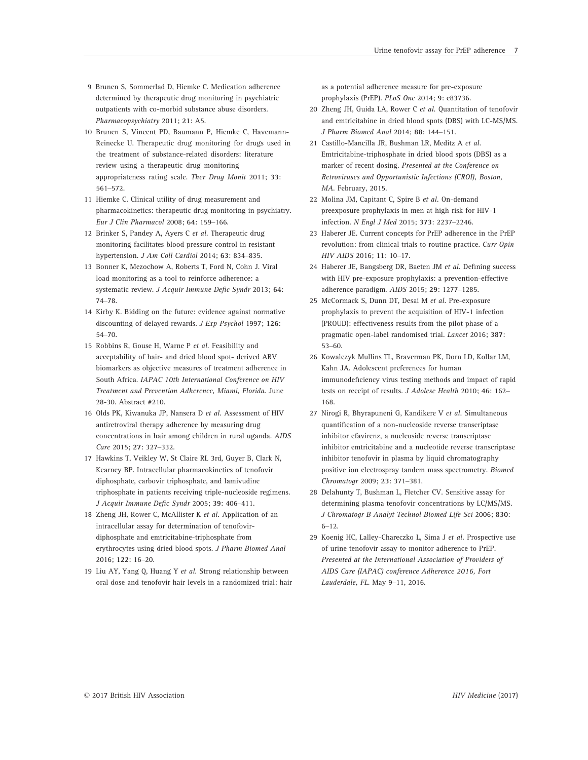9 Brunen S, Sommerlad D, Hiemke C. Medication adherence determined by therapeutic drug monitoring in psychiatric outpatients with co-morbid substance abuse disorders. *Pharmacopsychiatry* 2011; **21**: A5.

10 Brunen S, Vincent PD, Baumann P, Hiemke C, Havemann-Reinecke U. Therapeutic drug monitoring for drugs used in the treatment of substance-related disorders: literature review using a therapeutic drug monitoring appropriateness rating scale. *Ther Drug Monit* 2011; **33**: 561–572.

11 Hiemke C. Clinical utility of drug measurement and pharmacokinetics: therapeutic drug monitoring in psychiatry. *Eur J Clin Pharmacol* 2008; **64**: 159–166.

12 Brinker S, Pandey A, Ayers C *et al.* Therapeutic drug monitoring facilitates blood pressure control in resistant hypertension. *J Am Coll Cardiol* 2014; **63**: 834–835.

13 Bonner K, Mezochow A, Roberts T, Ford N, Cohn J. Viral load monitoring as a tool to reinforce adherence: a systematic review. *J Acquir Immune Defic Syndr* 2013; **64**: 74–78.

14 Kirby K. Bidding on the future: evidence against normative discounting of delayed rewards. *J Exp Psychol* 1997; **126**: 54–70.

15 Robbins R, Gouse H, Warne P *et al.* Feasibility and acceptability of hair- and dried blood spot- derived ARV biomarkers as objective measures of treatment adherence in South Africa. *IAPAC 10th International Conference on HIV Treatment and Prevention Adherence, Miami, Florida.* June 28-30. Abstract #210.

16 Olds PK, Kiwanuka JP, Nansera D *et al.* Assessment of HIV antiretroviral therapy adherence by measuring drug concentrations in hair among children in rural uganda. *AIDS Care* 2015; **27**: 327–332.

17 Hawkins T, Veikley W, St Claire RL 3rd, Guyer B, Clark N, Kearney BP. Intracellular pharmacokinetics of tenofovir diphosphate, carbovir triphosphate, and lamivudine triphosphate in patients receiving triple-nucleoside regimens. *J Acquir Immune Defic Syndr* 2005; **39**: 406–411.

18 Zheng JH, Rower C, McAllister K *et al.* Application of an intracellular assay for determination of tenofovir-diphosphate and emtricitabine-triphosphate from erythrocytes using dried blood spots. *J Pharm Biomed Anal* 2016; **122**: 16–20.

19 Liu AY, Yang Q, Huang Y *et al.* Strong relationship between oral dose and tenofovir hair levels in a randomized trial: hair as a potential adherence measure for pre-exposure prophylaxis (PrEP). *PLoS One* 2014; **9**: e83736.

20 Zheng JH, Guida LA, Rower C *et al.* Quantitation of tenofovir and emtricitabine in dried blood spots (DBS) with LC-MS/MS. *J Pharm Biomed Anal* 2014; **88**: 144–151.

21 Castillo-Mancilla JR, Bushman LR, Meditz A *et al.* Emtricitabine-triphosphate in dried blood spots (DBS) as a marker of recent dosing. *Presented at the Conference on Retroviruses and Opportunistic Infections (CROI), Boston, MA.* February, 2015.

22 Molina JM, Capitant C, Spire B *et al.* On-demand preexposure prophylaxis in men at high risk for HIV-1 infection. *N Engl J Med* 2015; **373**: 2237–2246.

23 Haberer JE. Current concepts for PrEP adherence in the PrEP revolution: from clinical trials to routine practice. *Curr Opin HIV AIDS* 2016; **11**: 10–17.

24 Haberer JE, Bangsberg DR, Baeten JM *et al.* Defining success with HIV pre-exposure prophylaxis: a prevention-effective adherence paradigm. *AIDS* 2015; **29**: 1277–1285.

25 McCormack S, Dunn DT, Desai M *et al.* Pre-exposure prophylaxis to prevent the acquisition of HIV-1 infection (PROUD): effectiveness results from the pilot phase of a pragmatic open-label randomised trial. *Lancet* 2016; **387**: 53–60.

26 Kowalczyk Mullins TL, Braverman PK, Dorn LD, Kollar LM, Kahn JA. Adolescent preferences for human immunodeficiency virus testing methods and impact of rapid tests on receipt of results. *J Adolesc Health* 2010; **46**: 162–168.

27 Nirogi R, Bhyrapuneni G, Kandikere V *et al.* Simultaneous quantification of a non-nucleoside reverse transcriptase inhibitor efavirenz, a nucleoside reverse transcriptase inhibitor emtricitabine and a nucleotide reverse transcriptase inhibitor tenofovir in plasma by liquid chromatography positive ion electrospray tandem mass spectrometry. *Biomed Chromatogr* 2009; **23**: 371–381.

28 Delahunty T, Bushman L, Fletcher CV. Sensitive assay for determining plasma tenofovir concentrations by LC/MS/MS. *J Chromatogr B Analyt Technol Biomed Life Sci* 2006; **830**: 6–12.

29 Koenig HC, Lalley-Chareczko L, Sima J *et al.* Prospective use of urine tenofovir assay to monitor adherence to PrEP. *Presented at the International Association of Providers of AIDS Care (IAPAC) conference Adherence 2016, Fort Lauderdale, FL.* May 9–11, 2016.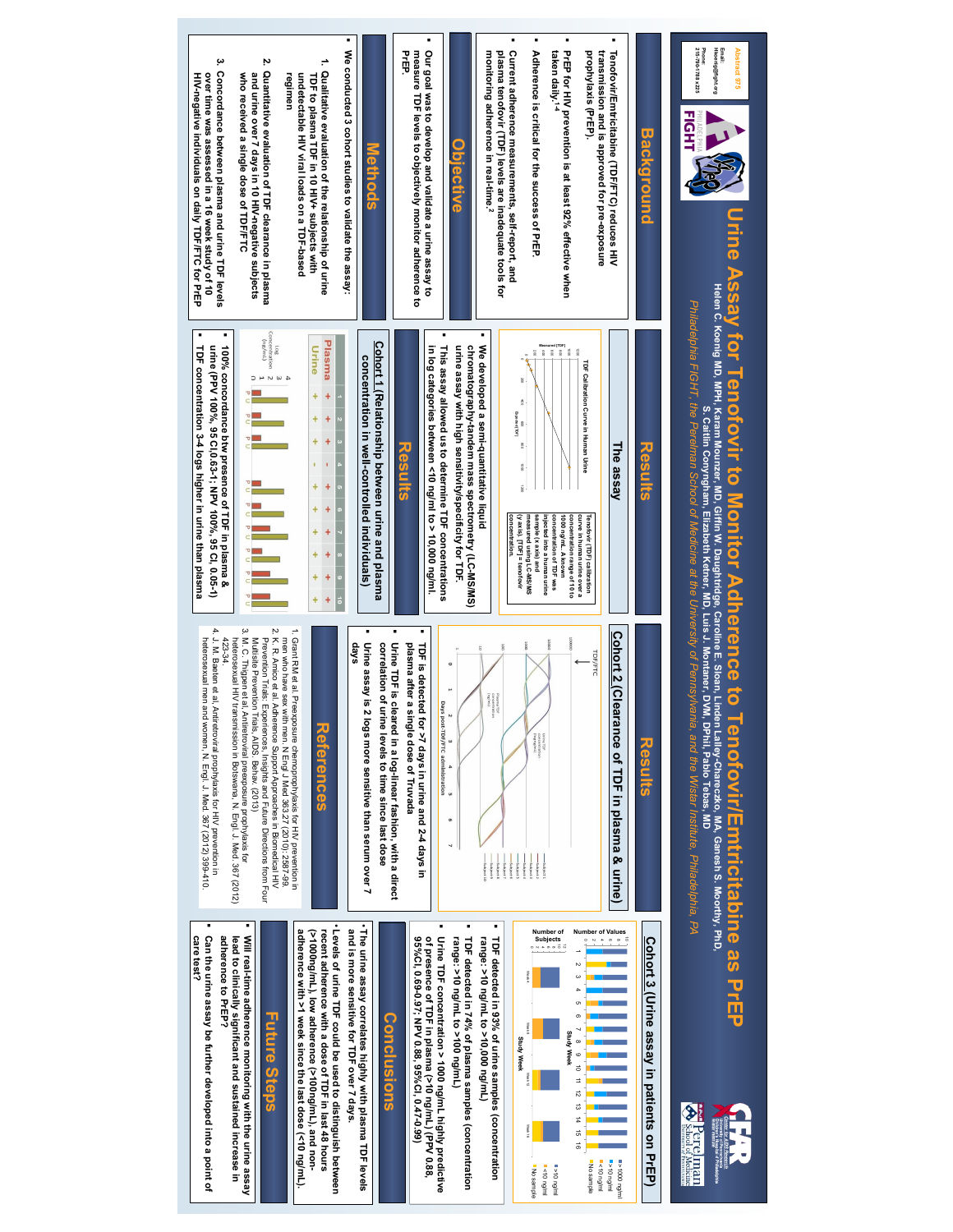Abstract 975

Email: hkoenig@fight.org

Phone: 215-793-1788 x225

# Urine Assay for Tenofovir to Monitor Adherence to Tenofovir/Emtricitabine as PrEP

Helen C. Koenig MD, MPH, Karam Mounzer, MD, Giffin W. Daughtridge, Caroline E. Sloan, Linden Lalley-Chareczko, MA, Ganesh S. Moorthy, PhD, S. Caitlin Conyngham, Elizabeth Ketner, MD, Luis J. Montaner, DVM, DPhil, Pablo Tebas, MD

*Philadelphia FIGHT, the Perelman School of Medicine at the University of Pennsylvania, and the Wistar Institute, Philadelphia, PA*

## Background

- Tenofovir/Emtricitabine (TDF/FTC) reduces HIV transmission and is approved for pre-exposure prophylaxis (PrEP).
- PrEP for HIV prevention is at least 92% effective when taken daily.[1-4]
- Adherence is critical for the success of PrEP.
- Current adherence measurements, self-report, and plasma tenofovir (TDF) levels are inadequate tools for monitoring adherence in real-time.[2]

## Objective

- Our goal was to develop and validate a urine assay to measure TDF levels to objectively monitor adherence to PrEP.

## Methods

- We conducted 3 cohort studies to validate the assay:
  1. Qualitative evaluation of the relationship of urine TDF to plasma TDF in 10 HIV+ subjects with undetectable HIV viral loads on a TDF-based regimen
  2. Quantitative evaluation of TDF clearance in plasma and urine over 7 days in 10 HIV-negative subjects who received a single dose of TDF/FTC
  3. Concordance between plasma and urine TDF levels over time was assessed in a 16 week study of 10 HIV-negative individuals on daily TDF/FTC for PrEP

## Results

### The assay

TDF Calibration Curve in Human Urine

Measured [TDF]

Spiked [TDF]

Tenofovir (TDF) calibration curve in human urine over a concentration range of 10 to 1000 ng/mL. A known concentration of TDF was injected into a human urine sample (x axis) and measured using LC-MS/MS (y axis). [TDF] = tenofovir concentration.

- We developed a semi-quantitative liquid chromatography-tandem mass spectrometry (LC-MS/MS) urine assay with high sensitivity/specificity for TDF.
- This assay allowed us to determine TDF concentrations in log categories between <10 ng/ml to > 10,000 ng/ml.

## Results

### Cohort 1 (Relationship between urine and plasma concentration in well-controlled individuals)

| | 1 | 2 | 3 | 4 | 5 | 6 | 7 | 8 | 9 | 10 |
|---|---|---|---|---|---|---|---|---|---|---|
| Plasma | + | + | + | + | + | + | + | + | + | + |
| Urine | + | + | + | - | + | + | + | + | + | + |

Log Concentration (ng/mL)

P U

- 100% concordance btw presence of TDF in plasma & urine (PPV 100%, 95 CI 0.63-1; NPV 100%, 95 CI, 0.05-1)
- TDF concentration 3-4 logs higher in urine than plasma

## Results

### Cohort 2 (Clearance of TDF in plasma & urine)

TDF/FTC

Urine TDF concentration (ng/mL)

Plasma TDF concentration (ng/mL)

Days post-TDF/FTC administration

Subject 1 – Subject 10

- TDF is detected for >7 days in urine and 2-4 days in plasma after a single dose of Truvada
- Urine TDF is cleared in a log-linear fashion, with a direct correlation of urine levels to time since last dose
- Urine assay is 2 logs more sensitive than serum over 7 days

## References

1. Grant RM et al. Preexposure chemoprophylaxis for HIV prevention in men who have sex with men. N Engl J Med 363:27 (2010): 2587-99.
2. K. R. Amico et al. Adherence Support Approaches in Biomedical HIV Prevention Trials: Experiences, Insights and Future Directions from Four Multisite Prevention Trials. AIDS Behav (2013).
3. M. C. Thigpen et al. Antiretroviral preexposure prophylaxis for heterosexual HIV transmission in Botswana. N. Engl. J. Med. 367 (2012) 423-34.
4. J. M. Baeten et al. Antiretroviral prophylaxis for HIV prevention in heterosexual men and women. N. Engl. J. Med. 367 (2012) 399-410.

## Cohort 3 (Urine assay in patients on PrEP)

Number of Values

Study Week

>1000 ng/ml, >10 ng/ml, <10 ng/ml, No sample

Number of Subjects

Study Week

>10 ng/ml, <10 ng/ml, No sample

- TDF detected in 93% of urine samples (concentration range: >10 ng/mL to >10,000 ng/mL)
- TDF detected in 74% of plasma samples (concentration range: >10 ng/mL to >100 ng/mL)
- Urine TDF concentration > 1000 ng/mL highly predictive of presence of TDF in plasma (>10 ng/mL) (PPV 0.88, 95%CI, 0.69-0.97; NPV 0.88, 95%CI, 0.47-0.99)

## Conclusions

- The urine assay correlates highly with plasma TDF levels and is more sensitive for TDF over 7 days.
- Levels of urine TDF could be used to distinguish between recent adherence with a dose of TDF in last 48 hours (>1000ng/mL), low adherence (>100ng/mL), and non-adherence with >1 week since the last dose (<10 ng/mL).

## Future Steps

- Will real-time adherence monitoring with the urine assay lead to clinically significant and sustained increase in adherence to PrEP?
- Can the urine assay be further developed into a point of care test?